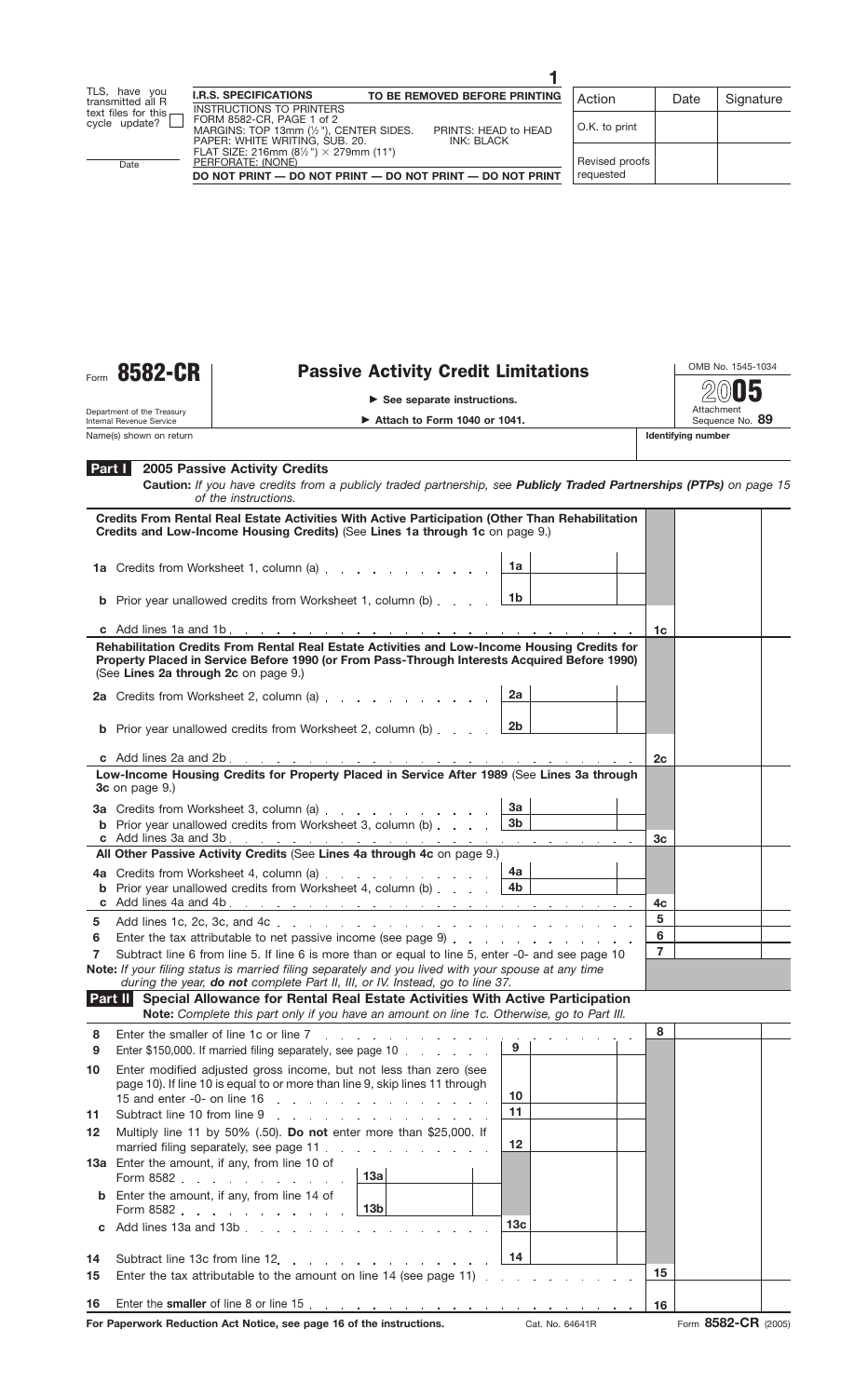TLS, have you transmitted all R text files for this cycle update? ☐

Date

**I.R.S. SPECIFICATIONS** **TO BE REMOVED BEFORE PRINTING**

INSTRUCTIONS TO PRINTERS
FORM 8582-CR, PAGE 1 of 2
MARGINS: TOP 13mm (½"), CENTER SIDES. PRINTS: HEAD to HEAD
PAPER: WHITE WRITING, SUB. 20. INK: BLACK
FLAT SIZE: 216mm (8½") × 279mm (11")
PERFORATE: (NONE)

**DO NOT PRINT — DO NOT PRINT — DO NOT PRINT — DO NOT PRINT**

| Action | Date | Signature |
|---|---|---|
| O.K. to print | | |
| Revised proofs requested | | |

# Form 8582-CR — Passive Activity Credit Limitations

Department of the Treasury
Internal Revenue Service

► See separate instructions.
► Attach to Form 1040 or 1041.

OMB No. 1545-1034
**2005**
Attachment Sequence No. **89**

Name(s) shown on return | **Identifying number**

## Part I — 2005 Passive Activity Credits

**Caution:** *If you have credits from a publicly traded partnership, see* ***Publicly Traded Partnerships (PTPs)*** *on page 15 of the instructions.*

**Credits From Rental Real Estate Activities With Active Participation (Other Than Rehabilitation Credits and Low-Income Housing Credits)** (See **Lines 1a through 1c** on page 9.)

| | | | |
|---|---|---|---|
| **1a** Credits from Worksheet 1, column (a) | 1a | | |
| **b** Prior year unallowed credits from Worksheet 1, column (b) | 1b | | |
| **c** Add lines 1a and 1b | | 1c | |

**Rehabilitation Credits From Rental Real Estate Activities and Low-Income Housing Credits for Property Placed in Service Before 1990 (or From Pass-Through Interests Acquired Before 1990)** (See **Lines 2a through 2c** on page 9.)

| | | | |
|---|---|---|---|
| **2a** Credits from Worksheet 2, column (a) | 2a | | |
| **b** Prior year unallowed credits from Worksheet 2, column (b) | 2b | | |
| **c** Add lines 2a and 2b | | 2c | |

**Low-Income Housing Credits for Property Placed in Service After 1989** (See **Lines 3a through 3c** on page 9.)

| | | | |
|---|---|---|---|
| **3a** Credits from Worksheet 3, column (a) | 3a | | |
| **b** Prior year unallowed credits from Worksheet 3, column (b) | 3b | | |
| **c** Add lines 3a and 3b | | 3c | |

**All Other Passive Activity Credits** (See **Lines 4a through 4c** on page 9.)

| | | | |
|---|---|---|---|
| **4a** Credits from Worksheet 4, column (a) | 4a | | |
| **b** Prior year unallowed credits from Worksheet 4, column (b) | 4b | | |
| **c** Add lines 4a and 4b | | 4c | |
| **5** Add lines 1c, 2c, 3c, and 4c | | 5 | |
| **6** Enter the tax attributable to net passive income (see page 9) | | 6 | |
| **7** Subtract line 6 from line 5. If line 6 is more than or equal to line 5, enter -0- and see page 10 | | 7 | |

**Note:** *If your filing status is married filing separately and you lived with your spouse at any time during the year,* ***do not*** *complete Part II, III, or IV. Instead, go to line 37.*

## Part II — Special Allowance for Rental Real Estate Activities With Active Participation

**Note:** *Complete this part only if you have an amount on line 1c. Otherwise, go to Part III.*

| | | | |
|---|---|---|---|
| **8** Enter the smaller of line 1c or line 7 | | 8 | |
| **9** Enter $150,000. If married filing separately, see page 10 | 9 | | |
| **10** Enter modified adjusted gross income, but not less than zero (see page 10). If line 10 is equal to or more than line 9, skip lines 11 through 15 and enter -0- on line 16 | 10 | | |
| **11** Subtract line 10 from line 9 | 11 | | |
| **12** Multiply line 11 by 50% (.50). **Do not** enter more than $25,000. If married filing separately, see page 11 | 12 | | |
| **13a** Enter the amount, if any, from line 10 of Form 8582 — 13a | | | |
| **b** Enter the amount, if any, from line 14 of Form 8582 — 13b | | | |
| **c** Add lines 13a and 13b | 13c | | |
| **14** Subtract line 13c from line 12 | 14 | | |
| **15** Enter the tax attributable to the amount on line 14 (see page 11) | | 15 | |
| **16** Enter the **smaller** of line 8 or line 15 | | 16 | |

**For Paperwork Reduction Act Notice, see page 16 of the instructions.** Cat. No. 64641R Form **8582-CR** (2005)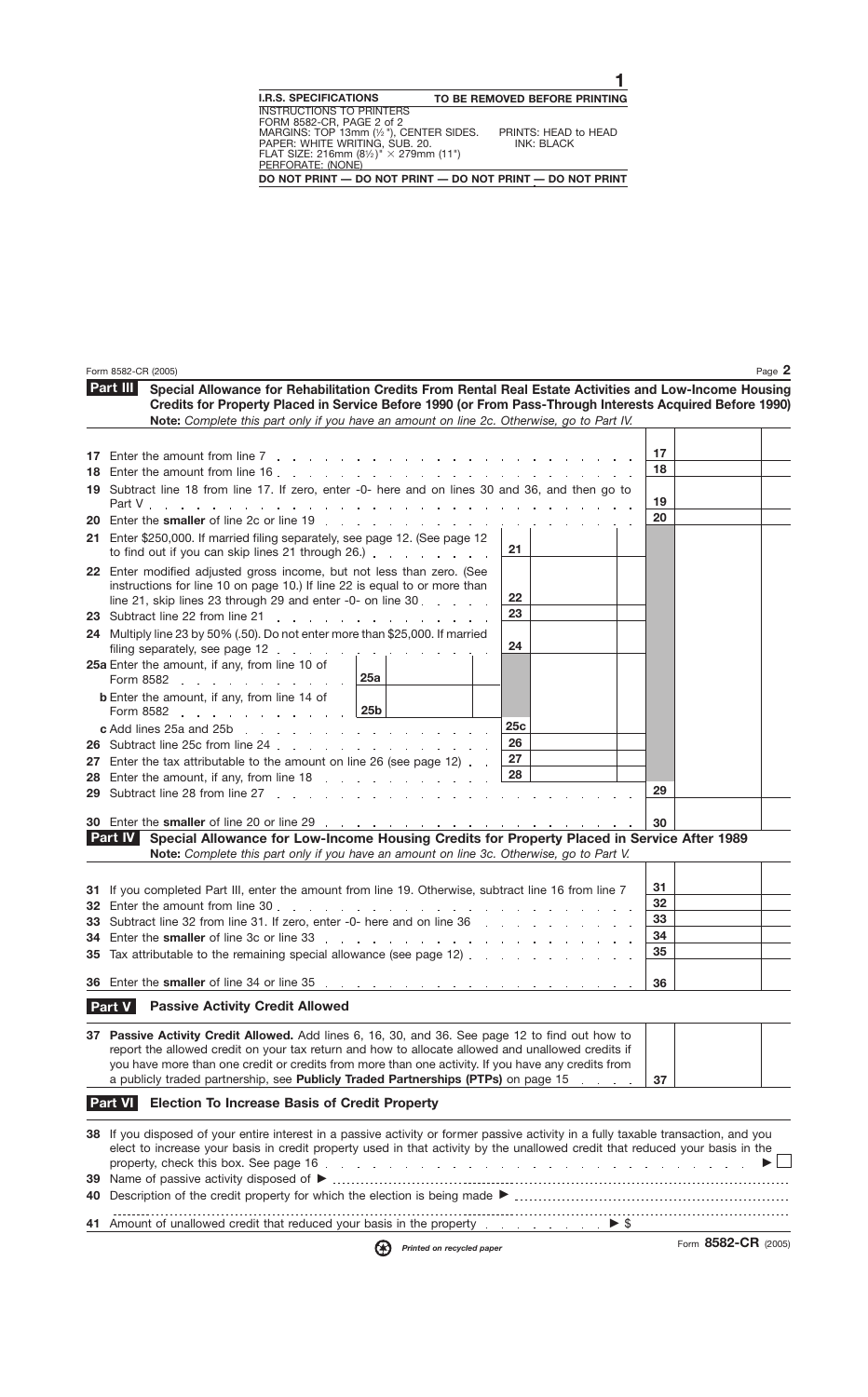I.R.S. SPECIFICATIONS TO BE REMOVED BEFORE PRINTING

INSTRUCTIONS TO PRINTERS
FORM 8582-CR, PAGE 2 of 2
MARGINS: TOP 13mm (½"), CENTER SIDES. PRINTS: HEAD to HEAD
PAPER: WHITE WRITING, SUB. 20. INK: BLACK
FLAT SIZE: 216mm (8½") × 279mm (11")
PERFORATE: (NONE)

DO NOT PRINT — DO NOT PRINT — DO NOT PRINT — DO NOT PRINT

Form 8582-CR (2005) Page **2**

## Part III Special Allowance for Rehabilitation Credits From Rental Real Estate Activities and Low-Income Housing Credits for Property Placed in Service Before 1990 (or From Pass-Through Interests Acquired Before 1990)

**Note:** *Complete this part only if you have an amount on line 2c. Otherwise, go to Part IV.*

| | | | | |
|---|---|---|---|---|
| **17** Enter the amount from line 7 | | | 17 | |
| **18** Enter the amount from line 16 | | | 18 | |
| **19** Subtract line 18 from line 17. If zero, enter -0- here and on lines 30 and 36, and then go to Part V | | | 19 | |
| **20** Enter the **smaller** of line 2c or line 19 | | | 20 | |
| **21** Enter $250,000. If married filing separately, see page 12. (See page 12 to find out if you can skip lines 21 through 26.) | 21 | | | |
| **22** Enter modified adjusted gross income, but not less than zero. (See instructions for line 10 on page 10.) If line 22 is equal to or more than line 21, skip lines 23 through 29 and enter -0- on line 30 | 22 | | | |
| **23** Subtract line 22 from line 21 | 23 | | | |
| **24** Multiply line 23 by 50% (.50). Do not enter more than $25,000. If married filing separately, see page 12 | 24 | | | |
| **25a** Enter the amount, if any, from line 10 of Form 8582 — **25a** | | | | |
| **b** Enter the amount, if any, from line 14 of Form 8582 — **25b** | | | | |
| **c** Add lines 25a and 25b | 25c | | | |
| **26** Subtract line 25c from line 24 | 26 | | | |
| **27** Enter the tax attributable to the amount on line 26 (see page 12) | 27 | | | |
| **28** Enter the amount, if any, from line 18 | 28 | | | |
| **29** Subtract line 28 from line 27 | | | 29 | |
| **30** Enter the **smaller** of line 20 or line 29 | | | 30 | |

## Part IV Special Allowance for Low-Income Housing Credits for Property Placed in Service After 1989

**Note:** *Complete this part only if you have an amount on line 3c. Otherwise, go to Part V.*

| | | |
|---|---|---|
| **31** If you completed Part III, enter the amount from line 19. Otherwise, subtract line 16 from line 7 | 31 | |
| **32** Enter the amount from line 30 | 32 | |
| **33** Subtract line 32 from line 31. If zero, enter -0- here and on line 36 | 33 | |
| **34** Enter the **smaller** of line 3c or line 33 | 34 | |
| **35** Tax attributable to the remaining special allowance (see page 12) | 35 | |
| **36** Enter the **smaller** of line 34 or line 35 | 36 | |

## Part V Passive Activity Credit Allowed

| | | |
|---|---|---|
| **37 Passive Activity Credit Allowed.** Add lines 6, 16, 30, and 36. See page 12 to find out how to report the allowed credit on your tax return and how to allocate allowed and unallowed credits if you have more than one credit or credits from more than one activity. If you have any credits from a publicly traded partnership, see **Publicly Traded Partnerships (PTPs)** on page 15 | 37 | |

## Part VI Election To Increase Basis of Credit Property

**38** If you disposed of your entire interest in a passive activity or former passive activity in a fully taxable transaction, and you elect to increase your basis in credit property used in that activity by the unallowed credit that reduced your basis in the property, check this box. See page 16 ▶ ☐

**39** Name of passive activity disposed of ▶ ..............................

**40** Description of the credit property for which the election is being made ▶ ..............................

**41** Amount of unallowed credit that reduced your basis in the property ▶ $

Printed on recycled paper

Form **8582-CR** (2005)